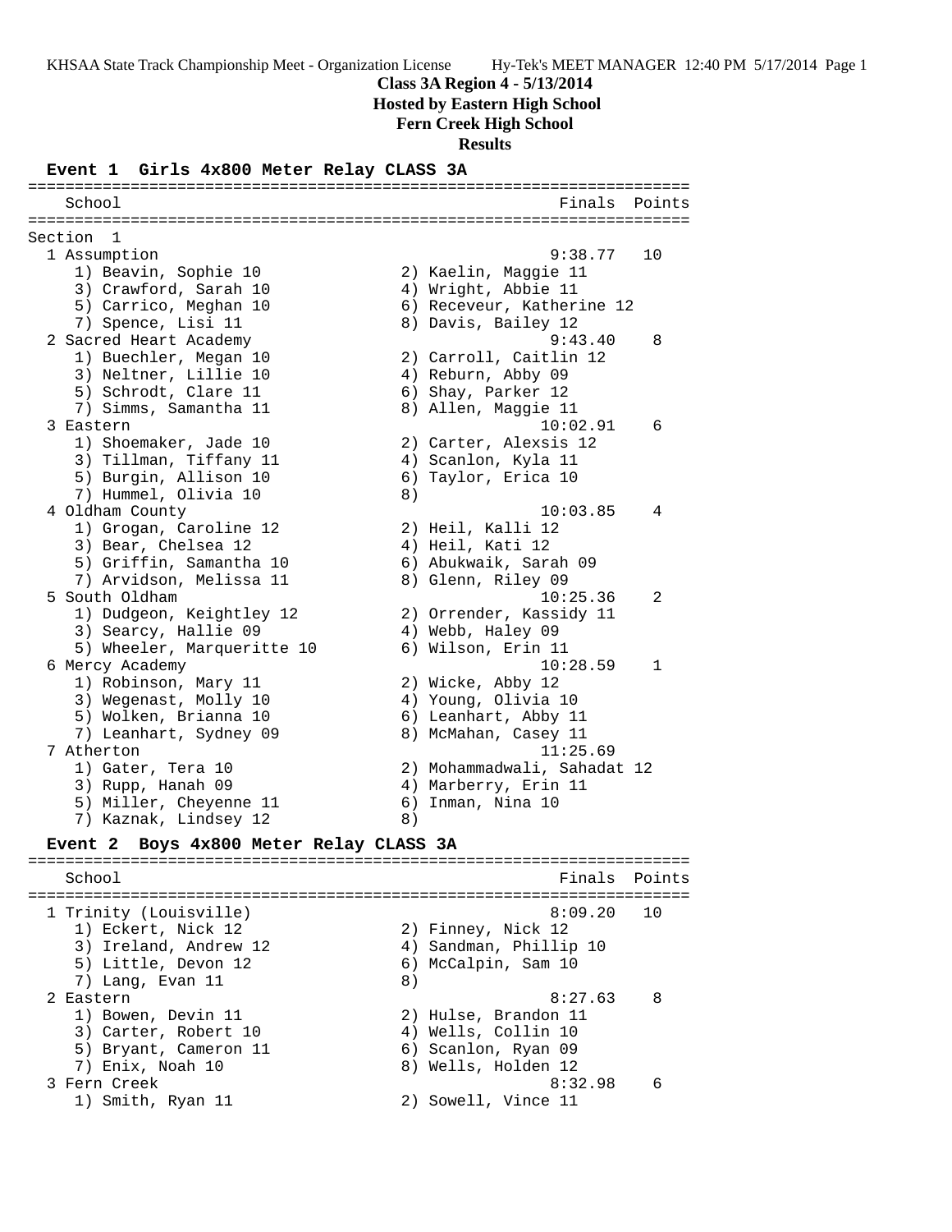KHSAA State Track Championship Meet - Organization License Hy-Tek's MEET MANAGER 12:40 PM 5/17/2014

**Class 3A Region 4 - 5/13/2014**
**Hosted by Eastern High School**
**Fern Creek High School**
**Results**

### Event 1 Girls 4x800 Meter Relay CLASS 3A

```
=======================================================================
   School                                               Finals  Points
=======================================================================
Section  1
  1 Assumption                                         9:38.77   10
     1) Beavin, Sophie 10               2) Kaelin, Maggie 11
     3) Crawford, Sarah 10              4) Wright, Abbie 11
     5) Carrico, Meghan 10              6) Receveur, Katherine 12
     7) Spence, Lisi 11                 8) Davis, Bailey 12
  2 Sacred Heart Academy                               9:43.40    8
     1) Buechler, Megan 10              2) Carroll, Caitlin 12
     3) Neltner, Lillie 10              4) Reburn, Abby 09
     5) Schrodt, Clare 11               6) Shay, Parker 12
     7) Simms, Samantha 11              8) Allen, Maggie 11
  3 Eastern                                           10:02.91    6
     1) Shoemaker, Jade 10              2) Carter, Alexsis 12
     3) Tillman, Tiffany 11             4) Scanlon, Kyla 11
     5) Burgin, Allison 10              6) Taylor, Erica 10
     7) Hummel, Olivia 10               8)
  4 Oldham County                                     10:03.85    4
     1) Grogan, Caroline 12             2) Heil, Kalli 12
     3) Bear, Chelsea 12                4) Heil, Kati 12
     5) Griffin, Samantha 10            6) Abukwaik, Sarah 09
     7) Arvidson, Melissa 11            8) Glenn, Riley 09
  5 South Oldham                                      10:25.36    2
     1) Dudgeon, Keightley 12           2) Orrender, Kassidy 11
     3) Searcy, Hallie 09               4) Webb, Haley 09
     5) Wheeler, Marqueritte 10         6) Wilson, Erin 11
  6 Mercy Academy                                     10:28.59    1
     1) Robinson, Mary 11               2) Wicke, Abby 12
     3) Wegenast, Molly 10              4) Young, Olivia 10
     5) Wolken, Brianna 10              6) Leanhart, Abby 11
     7) Leanhart, Sydney 09             8) McMahan, Casey 11
  7 Atherton                                          11:25.69
     1) Gater, Tera 10                  2) Mohammadwali, Sahadat 12
     3) Rupp, Hanah 09                  4) Marberry, Erin 11
     5) Miller, Cheyenne 11             6) Inman, Nina 10
     7) Kaznak, Lindsey 12              8)
```

### Event 2 Boys 4x800 Meter Relay CLASS 3A

```
=======================================================================
   School                                               Finals  Points
=======================================================================
  1 Trinity (Louisville)                               8:09.20   10
     1) Eckert, Nick 12                 2) Finney, Nick 12
     3) Ireland, Andrew 12              4) Sandman, Phillip 10
     5) Little, Devon 12                6) McCalpin, Sam 10
     7) Lang, Evan 11                   8)
  2 Eastern                                            8:27.63    8
     1) Bowen, Devin 11                 2) Hulse, Brandon 11
     3) Carter, Robert 10               4) Wells, Collin 10
     5) Bryant, Cameron 11              6) Scanlon, Ryan 09
     7) Enix, Noah 10                   8) Wells, Holden 12
  3 Fern Creek                                         8:32.98    6
     1) Smith, Ryan 11                  2) Sowell, Vince 11
```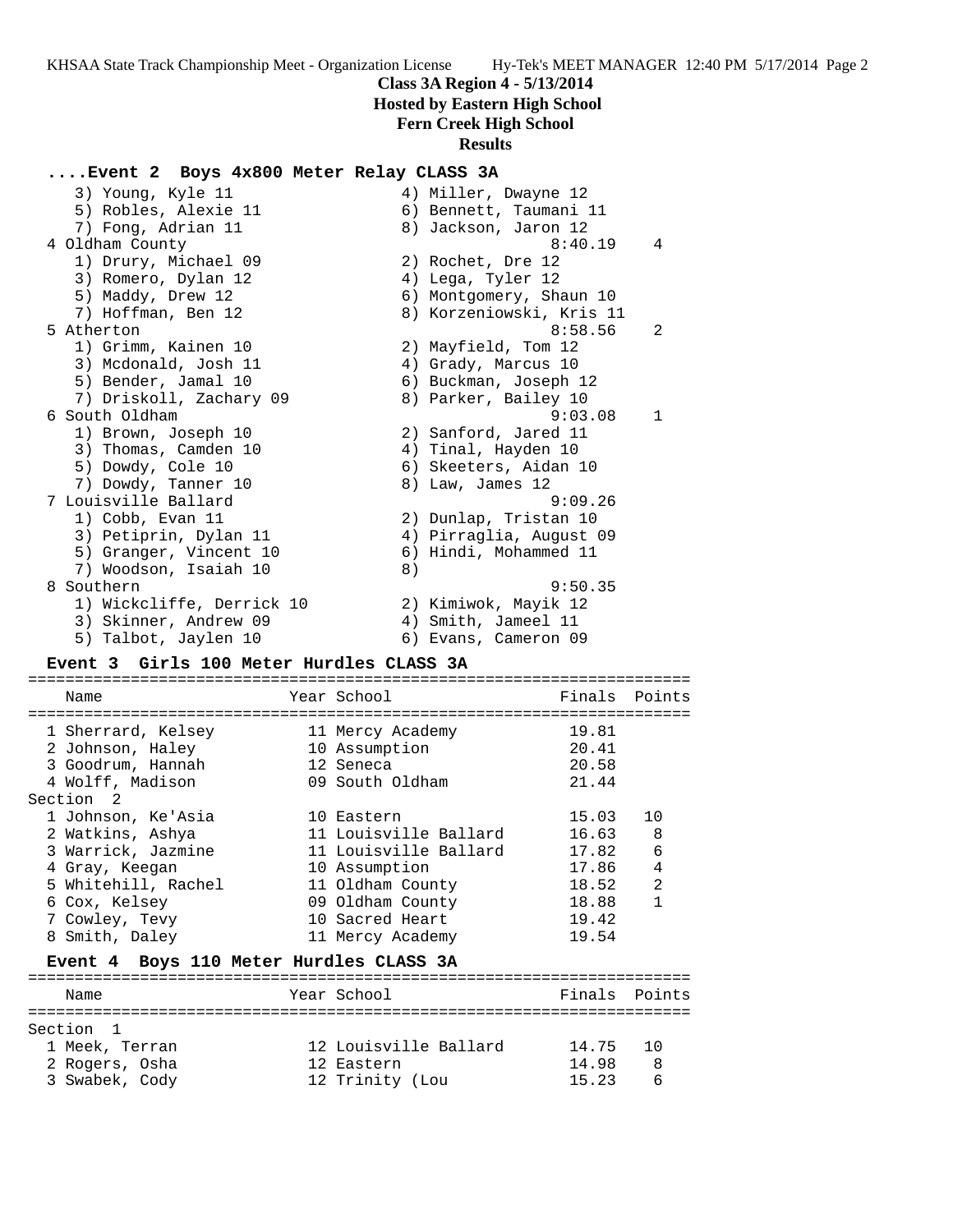**Class 3A Region 4 - 5/13/2014**
**Hosted by Eastern High School**
**Fern Creek High School**
**Results**

### ....Event 2 Boys 4x800 Meter Relay CLASS 3A

```
    3) Young, Kyle 11                  4) Miller, Dwayne 12
    5) Robles, Alexie 11               6) Bennett, Taumani 11
    7) Fong, Adrian 11                 8) Jackson, Jaron 12
  4 Oldham County                                 8:40.19    4
    1) Drury, Michael 09               2) Rochet, Dre 12
    3) Romero, Dylan 12                4) Lega, Tyler 12
    5) Maddy, Drew 12                  6) Montgomery, Shaun 10
    7) Hoffman, Ben 12                 8) Korzeniowski, Kris 11
  5 Atherton                                      8:58.56    2
    1) Grimm, Kainen 10                2) Mayfield, Tom 12
    3) Mcdonald, Josh 11               4) Grady, Marcus 10
    5) Bender, Jamal 10                6) Buckman, Joseph 12
    7) Driskoll, Zachary 09            8) Parker, Bailey 10
  6 South Oldham                                  9:03.08    1
    1) Brown, Joseph 10                2) Sanford, Jared 11
    3) Thomas, Camden 10               4) Tinal, Hayden 10
    5) Dowdy, Cole 10                  6) Skeeters, Aidan 10
    7) Dowdy, Tanner 10                8) Law, James 12
  7 Louisville Ballard                            9:09.26
    1) Cobb, Evan 11                   2) Dunlap, Tristan 10
    3) Petiprin, Dylan 11              4) Pirraglia, August 09
    5) Granger, Vincent 10             6) Hindi, Mohammed 11
    7) Woodson, Isaiah 10              8)
  8 Southern                                      9:50.35
    1) Wickcliffe, Derrick 10          2) Kimiwok, Mayik 12
    3) Skinner, Andrew 09              4) Smith, Jameel 11
    5) Talbot, Jaylen 10               6) Evans, Cameron 09
```

### Event 3 Girls 100 Meter Hurdles CLASS 3A

```
=======================================================================
    Name                    Year School                  Finals  Points
=======================================================================
  1 Sherrard, Kelsey         11 Mercy Academy             19.81
  2 Johnson, Haley           10 Assumption                20.41
  3 Goodrum, Hannah          12 Seneca                    20.58
  4 Wolff, Madison           09 South Oldham              21.44
Section  2
  1 Johnson, Ke'Asia         10 Eastern                   15.03   10
  2 Watkins, Ashya           11 Louisville Ballard        16.63    8
  3 Warrick, Jazmine         11 Louisville Ballard        17.82    6
  4 Gray, Keegan             10 Assumption                17.86    4
  5 Whitehill, Rachel        11 Oldham County             18.52    2
  6 Cox, Kelsey              09 Oldham County             18.88    1
  7 Cowley, Tevy             10 Sacred Heart              19.42
  8 Smith, Daley             11 Mercy Academy             19.54
```

### Event 4 Boys 110 Meter Hurdles CLASS 3A

```
=======================================================================
    Name                    Year School                  Finals  Points
=======================================================================
Section  1
  1 Meek, Terran             12 Louisville Ballard        14.75   10
  2 Rogers, Osha             12 Eastern                   14.98    8
  3 Swabek, Cody             12 Trinity (Lou              15.23    6
```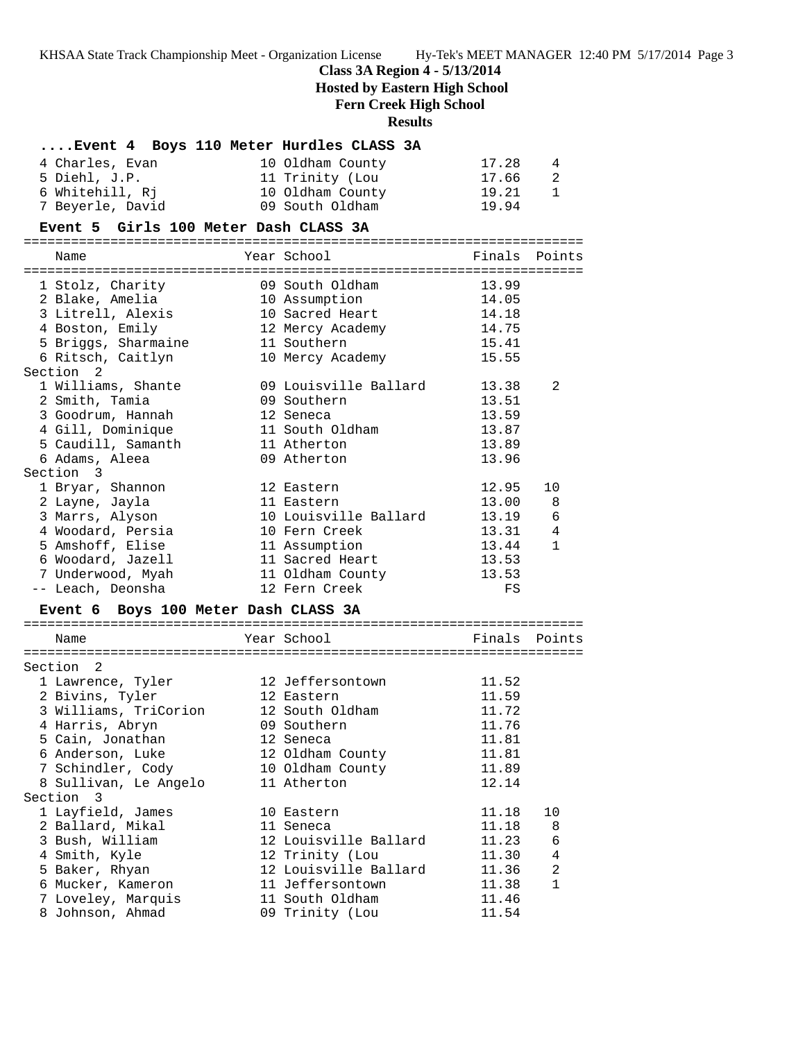**Class 3A Region 4 - 5/13/2014**
**Hosted by Eastern High School**
**Fern Creek High School**
**Results**

### ....Event 4 Boys 110 Meter Hurdles CLASS 3A

| Name | Year | School | Finals | Points |
|---|---|---|---|---|
| 4 Charles, Evan | 10 | Oldham County | 17.28 | 4 |
| 5 Diehl, J.P. | 11 | Trinity (Lou | 17.66 | 2 |
| 6 Whitehill, Rj | 10 | Oldham County | 19.21 | 1 |
| 7 Beyerle, David | 09 | South Oldham | 19.94 | |

### Event 5 Girls 100 Meter Dash CLASS 3A

| Name | Year | School | Finals | Points |
|---|---|---|---|---|
| 1 Stolz, Charity | 09 | South Oldham | 13.99 | |
| 2 Blake, Amelia | 10 | Assumption | 14.05 | |
| 3 Litrell, Alexis | 10 | Sacred Heart | 14.18 | |
| 4 Boston, Emily | 12 | Mercy Academy | 14.75 | |
| 5 Briggs, Sharmaine | 11 | Southern | 15.41 | |
| 6 Ritsch, Caitlyn | 10 | Mercy Academy | 15.55 | |
| **Section 2** | | | | |
| 1 Williams, Shante | 09 | Louisville Ballard | 13.38 | 2 |
| 2 Smith, Tamia | 09 | Southern | 13.51 | |
| 3 Goodrum, Hannah | 12 | Seneca | 13.59 | |
| 4 Gill, Dominique | 11 | South Oldham | 13.87 | |
| 5 Caudill, Samanth | 11 | Atherton | 13.89 | |
| 6 Adams, Aleea | 09 | Atherton | 13.96 | |
| **Section 3** | | | | |
| 1 Bryar, Shannon | 12 | Eastern | 12.95 | 10 |
| 2 Layne, Jayla | 11 | Eastern | 13.00 | 8 |
| 3 Marrs, Alyson | 10 | Louisville Ballard | 13.19 | 6 |
| 4 Woodard, Persia | 10 | Fern Creek | 13.31 | 4 |
| 5 Amshoff, Elise | 11 | Assumption | 13.44 | 1 |
| 6 Woodard, Jazell | 11 | Sacred Heart | 13.53 | |
| 7 Underwood, Myah | 11 | Oldham County | 13.53 | |
| -- Leach, Deonsha | 12 | Fern Creek | FS | |

### Event 6 Boys 100 Meter Dash CLASS 3A

| Name | Year | School | Finals | Points |
|---|---|---|---|---|
| **Section 2** | | | | |
| 1 Lawrence, Tyler | 12 | Jeffersontown | 11.52 | |
| 2 Bivins, Tyler | 12 | Eastern | 11.59 | |
| 3 Williams, TriCorion | 12 | South Oldham | 11.72 | |
| 4 Harris, Abryn | 09 | Southern | 11.76 | |
| 5 Cain, Jonathan | 12 | Seneca | 11.81 | |
| 6 Anderson, Luke | 12 | Oldham County | 11.81 | |
| 7 Schindler, Cody | 10 | Oldham County | 11.89 | |
| 8 Sullivan, Le Angelo | 11 | Atherton | 12.14 | |
| **Section 3** | | | | |
| 1 Layfield, James | 10 | Eastern | 11.18 | 10 |
| 2 Ballard, Mikal | 11 | Seneca | 11.18 | 8 |
| 3 Bush, William | 12 | Louisville Ballard | 11.23 | 6 |
| 4 Smith, Kyle | 12 | Trinity (Lou | 11.30 | 4 |
| 5 Baker, Rhyan | 12 | Louisville Ballard | 11.36 | 2 |
| 6 Mucker, Kameron | 11 | Jeffersontown | 11.38 | 1 |
| 7 Loveley, Marquis | 11 | South Oldham | 11.46 | |
| 8 Johnson, Ahmad | 09 | Trinity (Lou | 11.54 | |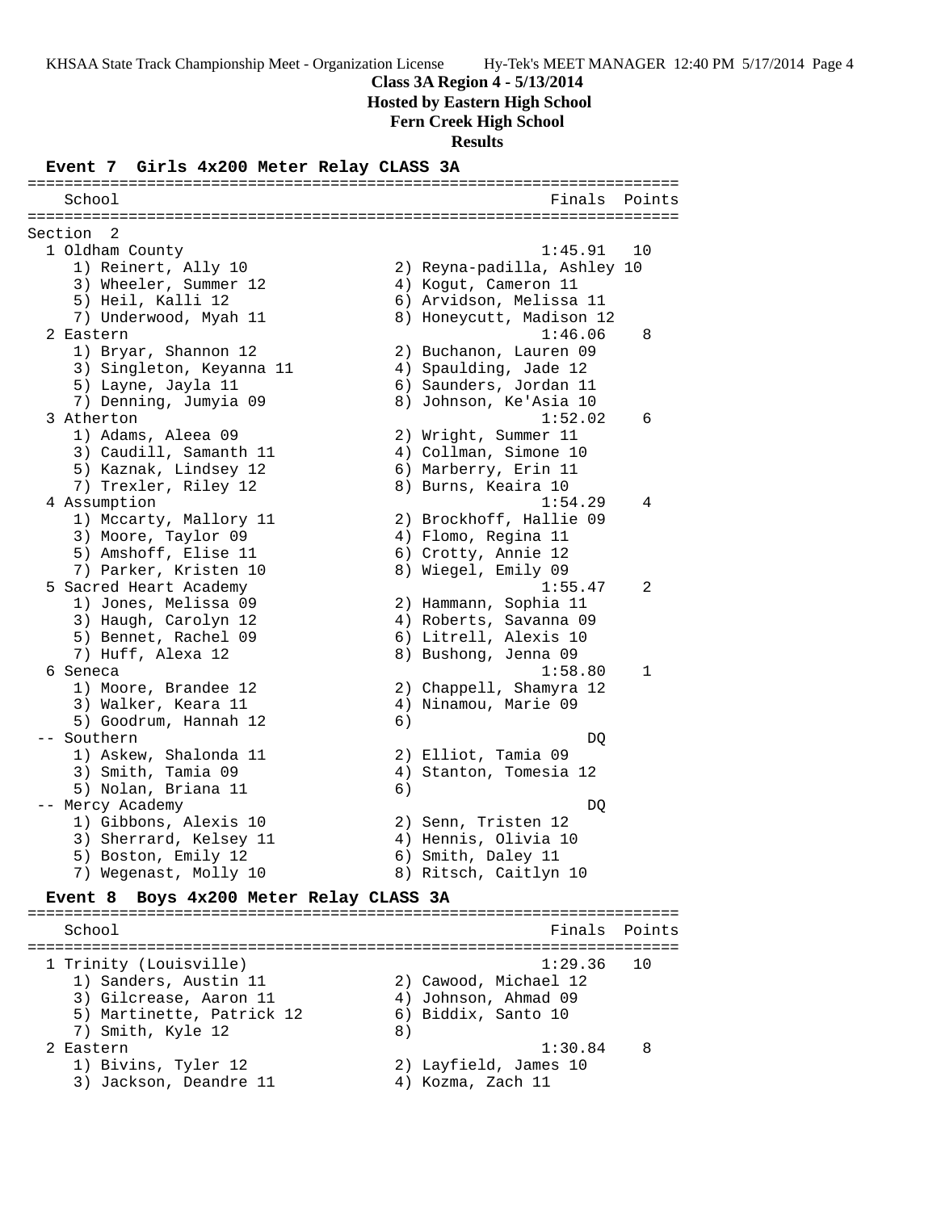**Class 3A Region 4 - 5/13/2014**
**Hosted by Eastern High School**
**Fern Creek High School**
**Results**

## Event 7 Girls 4x200 Meter Relay CLASS 3A

```
=======================================================================
   School                                               Finals  Points
=======================================================================
Section  2
  1 Oldham County                                      1:45.91   10
     1) Reinert, Ally 10               2) Reyna-padilla, Ashley 10
     3) Wheeler, Summer 12             4) Kogut, Cameron 11
     5) Heil, Kalli 12                 6) Arvidson, Melissa 11
     7) Underwood, Myah 11             8) Honeycutt, Madison 12
  2 Eastern                                            1:46.06    8
     1) Bryar, Shannon 12              2) Buchanon, Lauren 09
     3) Singleton, Keyanna 11          4) Spaulding, Jade 12
     5) Layne, Jayla 11                6) Saunders, Jordan 11
     7) Denning, Jumyia 09             8) Johnson, Ke'Asia 10
  3 Atherton                                           1:52.02    6
     1) Adams, Aleea 09                2) Wright, Summer 11
     3) Caudill, Samanth 11            4) Collman, Simone 10
     5) Kaznak, Lindsey 12             6) Marberry, Erin 11
     7) Trexler, Riley 12              8) Burns, Keaira 10
  4 Assumption                                         1:54.29    4
     1) Mccarty, Mallory 11            2) Brockhoff, Hallie 09
     3) Moore, Taylor 09               4) Flomo, Regina 11
     5) Amshoff, Elise 11              6) Crotty, Annie 12
     7) Parker, Kristen 10             8) Wiegel, Emily 09
  5 Sacred Heart Academy                               1:55.47    2
     1) Jones, Melissa 09              2) Hammann, Sophia 11
     3) Haugh, Carolyn 12              4) Roberts, Savanna 09
     5) Bennet, Rachel 09              6) Litrell, Alexis 10
     7) Huff, Alexa 12                 8) Bushong, Jenna 09
  6 Seneca                                             1:58.80    1
     1) Moore, Brandee 12              2) Chappell, Shamyra 12
     3) Walker, Keara 11               4) Ninamou, Marie 09
     5) Goodrum, Hannah 12             6)
 -- Southern                                                DQ
     1) Askew, Shalonda 11             2) Elliot, Tamia 09
     3) Smith, Tamia 09                4) Stanton, Tomesia 12
     5) Nolan, Briana 11               6)
 -- Mercy Academy                                           DQ
     1) Gibbons, Alexis 10             2) Senn, Tristen 12
     3) Sherrard, Kelsey 11            4) Hennis, Olivia 10
     5) Boston, Emily 12               6) Smith, Daley 11
     7) Wegenast, Molly 10             8) Ritsch, Caitlyn 10
```

## Event 8 Boys 4x200 Meter Relay CLASS 3A

```
=======================================================================
   School                                               Finals  Points
=======================================================================
  1 Trinity (Louisville)                               1:29.36   10
     1) Sanders, Austin 11             2) Cawood, Michael 12
     3) Gilcrease, Aaron 11            4) Johnson, Ahmad 09
     5) Martinette, Patrick 12         6) Biddix, Santo 10
     7) Smith, Kyle 12                 8)
  2 Eastern                                            1:30.84    8
     1) Bivins, Tyler 12               2) Layfield, James 10
     3) Jackson, Deandre 11            4) Kozma, Zach 11
```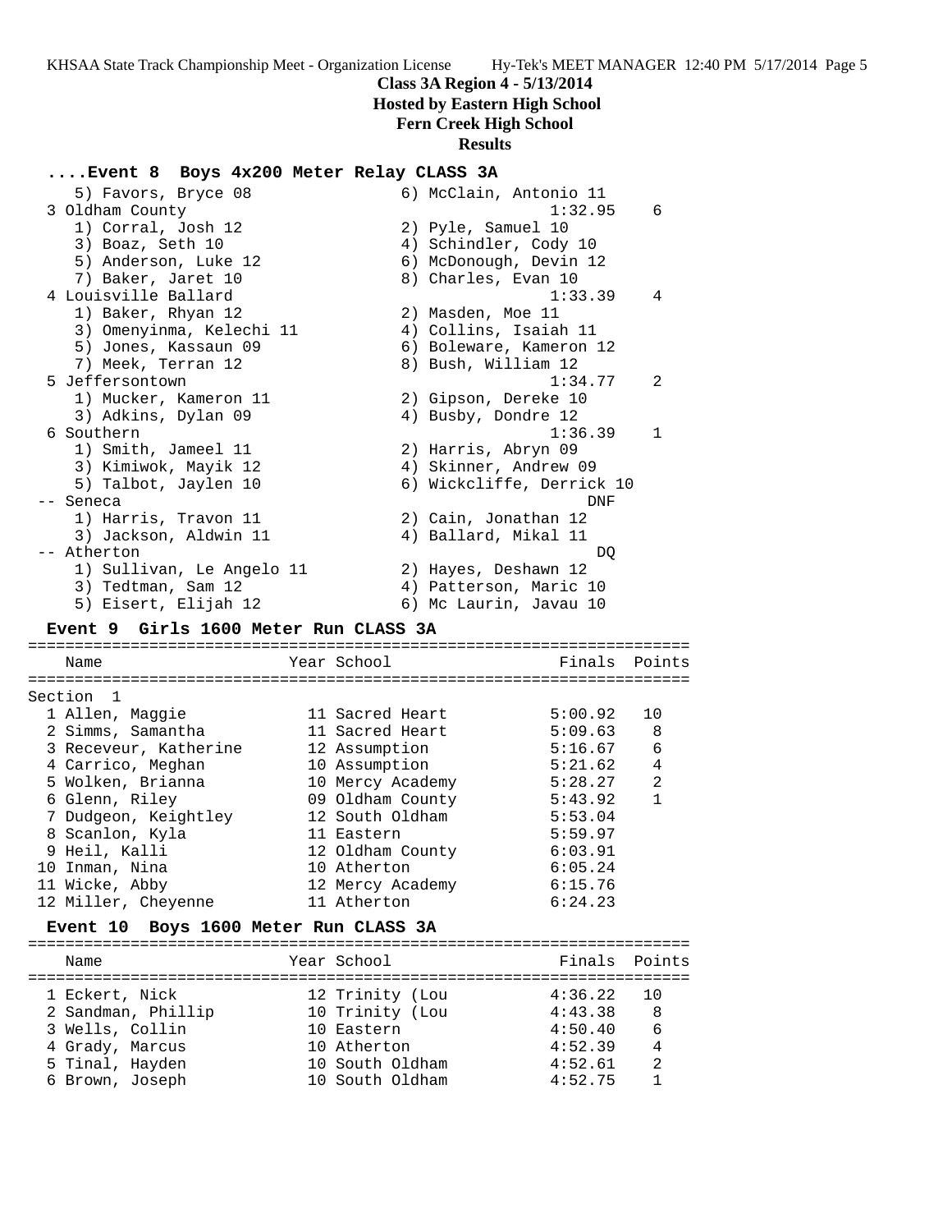# Class 3A Region 4 - 5/13/2014

## Hosted by Eastern High School

## Fern Creek High School

## Results

### ....Event 8 Boys 4x200 Meter Relay CLASS 3A

```
   5) Favors, Bryce 08                6) McClain, Antonio 11
 3 Oldham County                                   1:32.95    6
   1) Corral, Josh 12                 2) Pyle, Samuel 10
   3) Boaz, Seth 10                   4) Schindler, Cody 10
   5) Anderson, Luke 12               6) McDonough, Devin 12
   7) Baker, Jaret 10                 8) Charles, Evan 10
 4 Louisville Ballard                              1:33.39    4
   1) Baker, Rhyan 12                 2) Masden, Moe 11
   3) Omenyinma, Kelechi 11           4) Collins, Isaiah 11
   5) Jones, Kassaun 09               6) Boleware, Kameron 12
   7) Meek, Terran 12                 8) Bush, William 12
 5 Jeffersontown                                   1:34.77    2
   1) Mucker, Kameron 11              2) Gipson, Dereke 10
   3) Adkins, Dylan 09                4) Busby, Dondre 12
 6 Southern                                        1:36.39    1
   1) Smith, Jameel 11                2) Harris, Abryn 09
   3) Kimiwok, Mayik 12               4) Skinner, Andrew 09
   5) Talbot, Jaylen 10               6) Wickcliffe, Derrick 10
-- Seneca                                              DNF
   1) Harris, Travon 11               2) Cain, Jonathan 12
   3) Jackson, Aldwin 11              4) Ballard, Mikal 11
-- Atherton                                             DQ
   1) Sullivan, Le Angelo 11          2) Hayes, Deshawn 12
   3) Tedtman, Sam 12                 4) Patterson, Maric 10
   5) Eisert, Elijah 12               6) Mc Laurin, Javau 10
```

### Event 9 Girls 1600 Meter Run CLASS 3A

Section 1

| | Name | Year | School | Finals | Points |
|---|---|---|---|---|---|
| 1 | Allen, Maggie | 11 | Sacred Heart | 5:00.92 | 10 |
| 2 | Simms, Samantha | 11 | Sacred Heart | 5:09.63 | 8 |
| 3 | Receveur, Katherine | 12 | Assumption | 5:16.67 | 6 |
| 4 | Carrico, Meghan | 10 | Assumption | 5:21.62 | 4 |
| 5 | Wolken, Brianna | 10 | Mercy Academy | 5:28.27 | 2 |
| 6 | Glenn, Riley | 09 | Oldham County | 5:43.92 | 1 |
| 7 | Dudgeon, Keightley | 12 | South Oldham | 5:53.04 | |
| 8 | Scanlon, Kyla | 11 | Eastern | 5:59.97 | |
| 9 | Heil, Kalli | 12 | Oldham County | 6:03.91 | |
| 10 | Inman, Nina | 10 | Atherton | 6:05.24 | |
| 11 | Wicke, Abby | 12 | Mercy Academy | 6:15.76 | |
| 12 | Miller, Cheyenne | 11 | Atherton | 6:24.23 | |

### Event 10 Boys 1600 Meter Run CLASS 3A

| | Name | Year | School | Finals | Points |
|---|---|---|---|---|---|
| 1 | Eckert, Nick | 12 | Trinity (Lou | 4:36.22 | 10 |
| 2 | Sandman, Phillip | 10 | Trinity (Lou | 4:43.38 | 8 |
| 3 | Wells, Collin | 10 | Eastern | 4:50.40 | 6 |
| 4 | Grady, Marcus | 10 | Atherton | 4:52.39 | 4 |
| 5 | Tinal, Hayden | 10 | South Oldham | 4:52.61 | 2 |
| 6 | Brown, Joseph | 10 | South Oldham | 4:52.75 | 1 |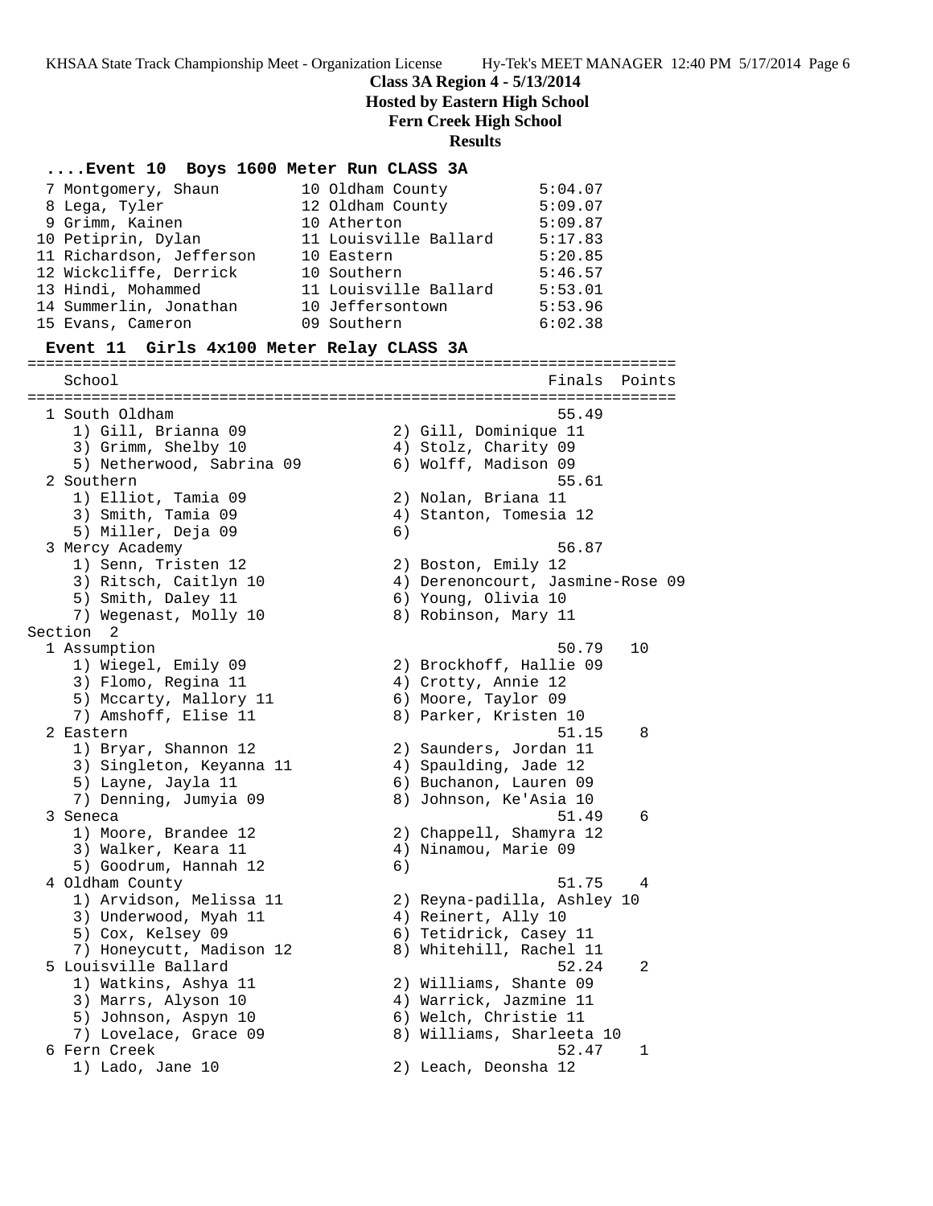**Class 3A Region 4 - 5/13/2014**
**Hosted by Eastern High School**
**Fern Creek High School**
**Results**

### ....Event 10 Boys 1600 Meter Run CLASS 3A

```
  7 Montgomery, Shaun        10 Oldham County          5:04.07
  8 Lega, Tyler              12 Oldham County          5:09.07
  9 Grimm, Kainen            10 Atherton               5:09.87
 10 Petiprin, Dylan          11 Louisville Ballard     5:17.83
 11 Richardson, Jefferson    10 Eastern                5:20.85
 12 Wickcliffe, Derrick      10 Southern               5:46.57
 13 Hindi, Mohammed          11 Louisville Ballard     5:53.01
 14 Summerlin, Jonathan      10 Jeffersontown          5:53.96
 15 Evans, Cameron           09 Southern               6:02.38
```

### Event 11 Girls 4x100 Meter Relay CLASS 3A

```
=======================================================================
    School                                               Finals  Points
=======================================================================
  1 South Oldham                                          55.49
     1) Gill, Brianna 09                2) Gill, Dominique 11
     3) Grimm, Shelby 10                4) Stolz, Charity 09
     5) Netherwood, Sabrina 09          6) Wolff, Madison 09
  2 Southern                                              55.61
     1) Elliot, Tamia 09                2) Nolan, Briana 11
     3) Smith, Tamia 09                 4) Stanton, Tomesia 12
     5) Miller, Deja 09                 6)
  3 Mercy Academy                                         56.87
     1) Senn, Tristen 12                2) Boston, Emily 12
     3) Ritsch, Caitlyn 10              4) Derenoncourt, Jasmine-Rose 09
     5) Smith, Daley 11                 6) Young, Olivia 10
     7) Wegenast, Molly 10              8) Robinson, Mary 11
Section  2
  1 Assumption                                            50.79   10
     1) Wiegel, Emily 09                2) Brockhoff, Hallie 09
     3) Flomo, Regina 11                4) Crotty, Annie 12
     5) Mccarty, Mallory 11             6) Moore, Taylor 09
     7) Amshoff, Elise 11               8) Parker, Kristen 10
  2 Eastern                                               51.15    8
     1) Bryar, Shannon 12               2) Saunders, Jordan 11
     3) Singleton, Keyanna 11           4) Spaulding, Jade 12
     5) Layne, Jayla 11                 6) Buchanon, Lauren 09
     7) Denning, Jumyia 09              8) Johnson, Ke'Asia 10
  3 Seneca                                                51.49    6
     1) Moore, Brandee 12               2) Chappell, Shamyra 12
     3) Walker, Keara 11                4) Ninamou, Marie 09
     5) Goodrum, Hannah 12              6)
  4 Oldham County                                         51.75    4
     1) Arvidson, Melissa 11            2) Reyna-padilla, Ashley 10
     3) Underwood, Myah 11              4) Reinert, Ally 10
     5) Cox, Kelsey 09                  6) Tetidrick, Casey 11
     7) Honeycutt, Madison 12           8) Whitehill, Rachel 11
  5 Louisville Ballard                                    52.24    2
     1) Watkins, Ashya 11               2) Williams, Shante 09
     3) Marrs, Alyson 10                4) Warrick, Jazmine 11
     5) Johnson, Aspyn 10               6) Welch, Christie 11
     7) Lovelace, Grace 09              8) Williams, Sharleeta 10
  6 Fern Creek                                            52.47    1
     1) Lado, Jane 10                   2) Leach, Deonsha 12
```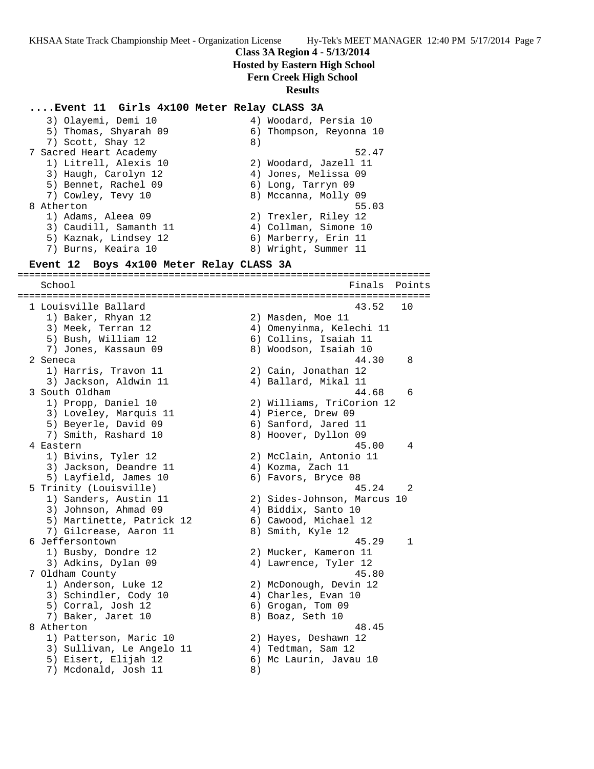**Class 3A Region 4 - 5/13/2014**
**Hosted by Eastern High School**
**Fern Creek High School**
**Results**

```
....Event 11  Girls 4x100 Meter Relay CLASS 3A
    3) Olayemi, Demi 10                4) Woodard, Persia 10
    5) Thomas, Shyarah 09              6) Thompson, Reyonna 10
    7) Scott, Shay 12                  8)
  7 Sacred Heart Academy                            52.47
    1) Litrell, Alexis 10              2) Woodard, Jazell 11
    3) Haugh, Carolyn 12               4) Jones, Melissa 09
    5) Bennet, Rachel 09               6) Long, Tarryn 09
    7) Cowley, Tevy 10                 8) Mccanna, Molly 09
  8 Atherton                                        55.03
    1) Adams, Aleea 09                 2) Trexler, Riley 12
    3) Caudill, Samanth 11             4) Collman, Simone 10
    5) Kaznak, Lindsey 12              6) Marberry, Erin 11
    7) Burns, Keaira 10                8) Wright, Summer 11

Event 12  Boys 4x100 Meter Relay CLASS 3A
=======================================================================
    School                                           Finals  Points
=======================================================================
  1 Louisville Ballard                               43.52   10
    1) Baker, Rhyan 12                 2) Masden, Moe 11
    3) Meek, Terran 12                 4) Omenyinma, Kelechi 11
    5) Bush, William 12                6) Collins, Isaiah 11
    7) Jones, Kassaun 09               8) Woodson, Isaiah 10
  2 Seneca                                           44.30    8
    1) Harris, Travon 11               2) Cain, Jonathan 12
    3) Jackson, Aldwin 11              4) Ballard, Mikal 11
  3 South Oldham                                     44.68    6
    1) Propp, Daniel 10                2) Williams, TriCorion 12
    3) Loveley, Marquis 11             4) Pierce, Drew 09
    5) Beyerle, David 09               6) Sanford, Jared 11
    7) Smith, Rashard 10               8) Hoover, Dyllon 09
  4 Eastern                                          45.00    4
    1) Bivins, Tyler 12                2) McClain, Antonio 11
    3) Jackson, Deandre 11             4) Kozma, Zach 11
    5) Layfield, James 10              6) Favors, Bryce 08
  5 Trinity (Louisville)                             45.24    2
    1) Sanders, Austin 11              2) Sides-Johnson, Marcus 10
    3) Johnson, Ahmad 09               4) Biddix, Santo 10
    5) Martinette, Patrick 12          6) Cawood, Michael 12
    7) Gilcrease, Aaron 11             8) Smith, Kyle 12
  6 Jeffersontown                                    45.29    1
    1) Busby, Dondre 12                2) Mucker, Kameron 11
    3) Adkins, Dylan 09                4) Lawrence, Tyler 12
  7 Oldham County                                    45.80
    1) Anderson, Luke 12               2) McDonough, Devin 12
    3) Schindler, Cody 10              4) Charles, Evan 10
    5) Corral, Josh 12                 6) Grogan, Tom 09
    7) Baker, Jaret 10                 8) Boaz, Seth 10
  8 Atherton                                         48.45
    1) Patterson, Maric 10             2) Hayes, Deshawn 12
    3) Sullivan, Le Angelo 11          4) Tedtman, Sam 12
    5) Eisert, Elijah 12               6) Mc Laurin, Javau 10
    7) Mcdonald, Josh 11               8)
```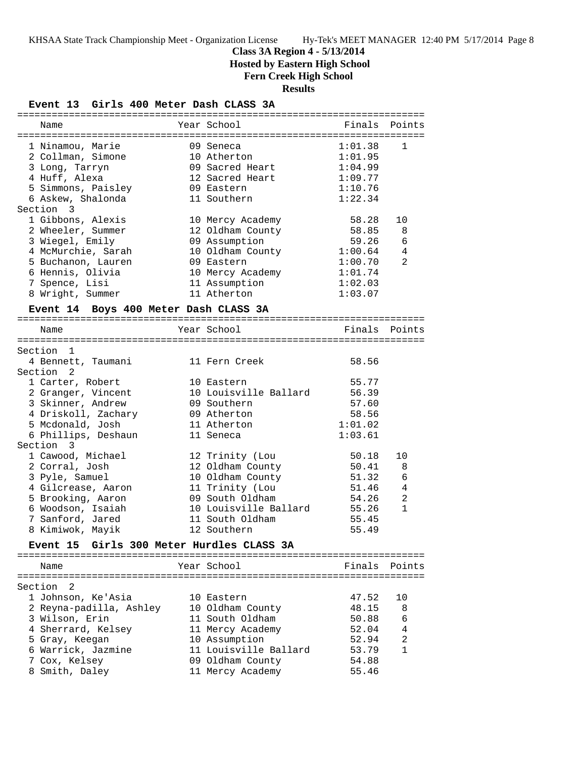KHSAA State Track Championship Meet - Organization License    Hy-Tek's MEET MANAGER 12:40 PM 5/17/2014 Page 8

# Class 3A Region 4 - 5/13/2014
## Hosted by Eastern High School
## Fern Creek High School
## Results

### Event 13 Girls 400 Meter Dash CLASS 3A

| Name | Year | School | Finals | Points |
|---|---|---|---|---|
| 1 Ninamou, Marie | 09 | Seneca | 1:01.38 | 1 |
| 2 Collman, Simone | 10 | Atherton | 1:01.95 | |
| 3 Long, Tarryn | 09 | Sacred Heart | 1:04.99 | |
| 4 Huff, Alexa | 12 | Sacred Heart | 1:09.77 | |
| 5 Simmons, Paisley | 09 | Eastern | 1:10.76 | |
| 6 Askew, Shalonda | 11 | Southern | 1:22.34 | |
| **Section 3** | | | | |
| 1 Gibbons, Alexis | 10 | Mercy Academy | 58.28 | 10 |
| 2 Wheeler, Summer | 12 | Oldham County | 58.85 | 8 |
| 3 Wiegel, Emily | 09 | Assumption | 59.26 | 6 |
| 4 McMurchie, Sarah | 10 | Oldham County | 1:00.64 | 4 |
| 5 Buchanon, Lauren | 09 | Eastern | 1:00.70 | 2 |
| 6 Hennis, Olivia | 10 | Mercy Academy | 1:01.74 | |
| 7 Spence, Lisi | 11 | Assumption | 1:02.03 | |
| 8 Wright, Summer | 11 | Atherton | 1:03.07 | |

### Event 14 Boys 400 Meter Dash CLASS 3A

| Name | Year | School | Finals | Points |
|---|---|---|---|---|
| **Section 1** | | | | |
| 4 Bennett, Taumani | 11 | Fern Creek | 58.56 | |
| **Section 2** | | | | |
| 1 Carter, Robert | 10 | Eastern | 55.77 | |
| 2 Granger, Vincent | 10 | Louisville Ballard | 56.39 | |
| 3 Skinner, Andrew | 09 | Southern | 57.60 | |
| 4 Driskoll, Zachary | 09 | Atherton | 58.56 | |
| 5 Mcdonald, Josh | 11 | Atherton | 1:01.02 | |
| 6 Phillips, Deshaun | 11 | Seneca | 1:03.61 | |
| **Section 3** | | | | |
| 1 Cawood, Michael | 12 | Trinity (Lou | 50.18 | 10 |
| 2 Corral, Josh | 12 | Oldham County | 50.41 | 8 |
| 3 Pyle, Samuel | 10 | Oldham County | 51.32 | 6 |
| 4 Gilcrease, Aaron | 11 | Trinity (Lou | 51.46 | 4 |
| 5 Brooking, Aaron | 09 | South Oldham | 54.26 | 2 |
| 6 Woodson, Isaiah | 10 | Louisville Ballard | 55.26 | 1 |
| 7 Sanford, Jared | 11 | South Oldham | 55.45 | |
| 8 Kimiwok, Mayik | 12 | Southern | 55.49 | |

### Event 15 Girls 300 Meter Hurdles CLASS 3A

| Name | Year | School | Finals | Points |
|---|---|---|---|---|
| **Section 2** | | | | |
| 1 Johnson, Ke'Asia | 10 | Eastern | 47.52 | 10 |
| 2 Reyna-padilla, Ashley | 10 | Oldham County | 48.15 | 8 |
| 3 Wilson, Erin | 11 | South Oldham | 50.88 | 6 |
| 4 Sherrard, Kelsey | 11 | Mercy Academy | 52.04 | 4 |
| 5 Gray, Keegan | 10 | Assumption | 52.94 | 2 |
| 6 Warrick, Jazmine | 11 | Louisville Ballard | 53.79 | 1 |
| 7 Cox, Kelsey | 09 | Oldham County | 54.88 | |
| 8 Smith, Daley | 11 | Mercy Academy | 55.46 | |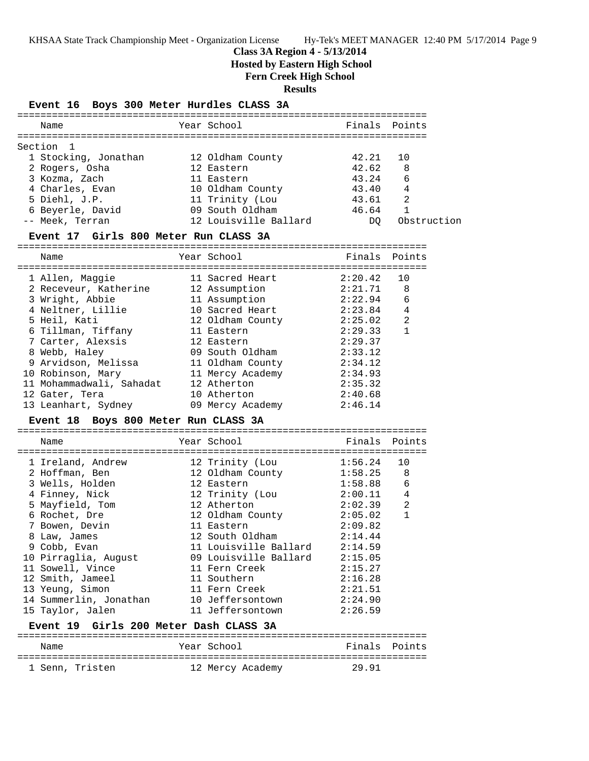**Class 3A Region 4 - 5/13/2014**

**Hosted by Eastern High School**

**Fern Creek High School**

**Results**

### Event 16 Boys 300 Meter Hurdles CLASS 3A

Section 1

| Place | Name | Year | School | Finals | Points |
|---|---|---|---|---|---|
| 1 | Stocking, Jonathan | 12 | Oldham County | 42.21 | 10 |
| 2 | Rogers, Osha | 12 | Eastern | 42.62 | 8 |
| 3 | Kozma, Zach | 11 | Eastern | 43.24 | 6 |
| 4 | Charles, Evan | 10 | Oldham County | 43.40 | 4 |
| 5 | Diehl, J.P. | 11 | Trinity (Lou | 43.61 | 2 |
| 6 | Beyerle, David | 09 | South Oldham | 46.64 | 1 |
| -- | Meek, Terran | 12 | Louisville Ballard | DQ | Obstruction |

### Event 17 Girls 800 Meter Run CLASS 3A

| Place | Name | Year | School | Finals | Points |
|---|---|---|---|---|---|
| 1 | Allen, Maggie | 11 | Sacred Heart | 2:20.42 | 10 |
| 2 | Receveur, Katherine | 12 | Assumption | 2:21.71 | 8 |
| 3 | Wright, Abbie | 11 | Assumption | 2:22.94 | 6 |
| 4 | Neltner, Lillie | 10 | Sacred Heart | 2:23.84 | 4 |
| 5 | Heil, Kati | 12 | Oldham County | 2:25.02 | 2 |
| 6 | Tillman, Tiffany | 11 | Eastern | 2:29.33 | 1 |
| 7 | Carter, Alexsis | 12 | Eastern | 2:29.37 | |
| 8 | Webb, Haley | 09 | South Oldham | 2:33.12 | |
| 9 | Arvidson, Melissa | 11 | Oldham County | 2:34.12 | |
| 10 | Robinson, Mary | 11 | Mercy Academy | 2:34.93 | |
| 11 | Mohammadwali, Sahadat | 12 | Atherton | 2:35.32 | |
| 12 | Gater, Tera | 10 | Atherton | 2:40.68 | |
| 13 | Leanhart, Sydney | 09 | Mercy Academy | 2:46.14 | |

### Event 18 Boys 800 Meter Run CLASS 3A

| Place | Name | Year | School | Finals | Points |
|---|---|---|---|---|---|
| 1 | Ireland, Andrew | 12 | Trinity (Lou | 1:56.24 | 10 |
| 2 | Hoffman, Ben | 12 | Oldham County | 1:58.25 | 8 |
| 3 | Wells, Holden | 12 | Eastern | 1:58.88 | 6 |
| 4 | Finney, Nick | 12 | Trinity (Lou | 2:00.11 | 4 |
| 5 | Mayfield, Tom | 12 | Atherton | 2:02.39 | 2 |
| 6 | Rochet, Dre | 12 | Oldham County | 2:05.02 | 1 |
| 7 | Bowen, Devin | 11 | Eastern | 2:09.82 | |
| 8 | Law, James | 12 | South Oldham | 2:14.44 | |
| 9 | Cobb, Evan | 11 | Louisville Ballard | 2:14.59 | |
| 10 | Pirraglia, August | 09 | Louisville Ballard | 2:15.05 | |
| 11 | Sowell, Vince | 11 | Fern Creek | 2:15.27 | |
| 12 | Smith, Jameel | 11 | Southern | 2:16.28 | |
| 13 | Yeung, Simon | 11 | Fern Creek | 2:21.51 | |
| 14 | Summerlin, Jonathan | 10 | Jeffersontown | 2:24.90 | |
| 15 | Taylor, Jalen | 11 | Jeffersontown | 2:26.59 | |

### Event 19 Girls 200 Meter Dash CLASS 3A

| Place | Name | Year | School | Finals | Points |
|---|---|---|---|---|---|
| 1 | Senn, Tristen | 12 | Mercy Academy | 29.91 | |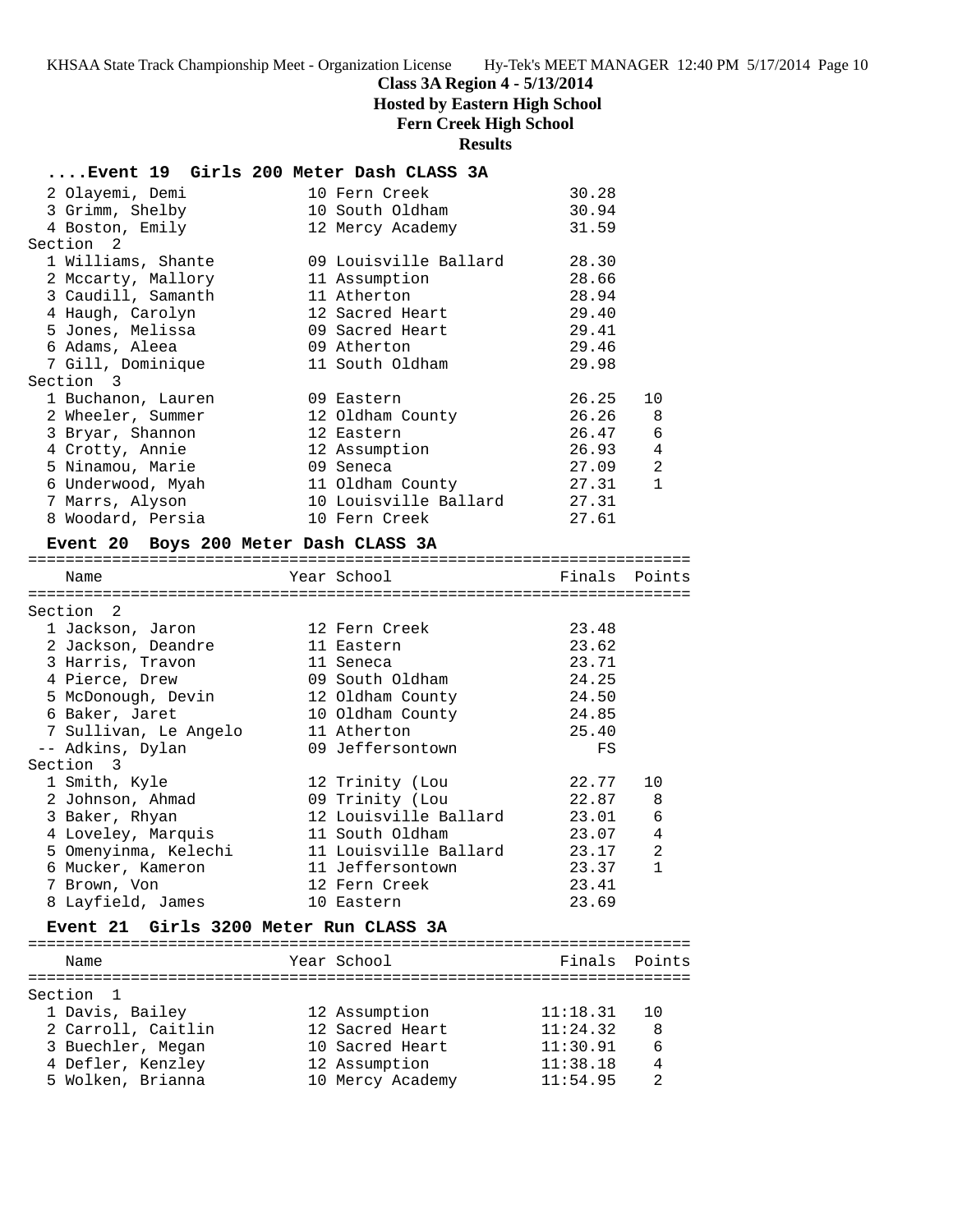# Class 3A Region 4 - 5/13/2014

## Hosted by Eastern High School

## Fern Creek High School

## Results

### ....Event 19 Girls 200 Meter Dash CLASS 3A

| Place | Name | Year | School | Finals | Points |
|---|---|---|---|---|---|
| 2 | Olayemi, Demi | 10 | Fern Creek | 30.28 | |
| 3 | Grimm, Shelby | 10 | South Oldham | 30.94 | |
| 4 | Boston, Emily | 12 | Mercy Academy | 31.59 | |
| **Section 2** | | | | | |
| 1 | Williams, Shante | 09 | Louisville Ballard | 28.30 | |
| 2 | Mccarty, Mallory | 11 | Assumption | 28.66 | |
| 3 | Caudill, Samanth | 11 | Atherton | 28.94 | |
| 4 | Haugh, Carolyn | 12 | Sacred Heart | 29.40 | |
| 5 | Jones, Melissa | 09 | Sacred Heart | 29.41 | |
| 6 | Adams, Aleea | 09 | Atherton | 29.46 | |
| 7 | Gill, Dominique | 11 | South Oldham | 29.98 | |
| **Section 3** | | | | | |
| 1 | Buchanon, Lauren | 09 | Eastern | 26.25 | 10 |
| 2 | Wheeler, Summer | 12 | Oldham County | 26.26 | 8 |
| 3 | Bryar, Shannon | 12 | Eastern | 26.47 | 6 |
| 4 | Crotty, Annie | 12 | Assumption | 26.93 | 4 |
| 5 | Ninamou, Marie | 09 | Seneca | 27.09 | 2 |
| 6 | Underwood, Myah | 11 | Oldham County | 27.31 | 1 |
| 7 | Marrs, Alyson | 10 | Louisville Ballard | 27.31 | |
| 8 | Woodard, Persia | 10 | Fern Creek | 27.61 | |

### Event 20 Boys 200 Meter Dash CLASS 3A

| Place | Name | Year | School | Finals | Points |
|---|---|---|---|---|---|
| **Section 2** | | | | | |
| 1 | Jackson, Jaron | 12 | Fern Creek | 23.48 | |
| 2 | Jackson, Deandre | 11 | Eastern | 23.62 | |
| 3 | Harris, Travon | 11 | Seneca | 23.71 | |
| 4 | Pierce, Drew | 09 | South Oldham | 24.25 | |
| 5 | McDonough, Devin | 12 | Oldham County | 24.50 | |
| 6 | Baker, Jaret | 10 | Oldham County | 24.85 | |
| 7 | Sullivan, Le Angelo | 11 | Atherton | 25.40 | |
| -- | Adkins, Dylan | 09 | Jeffersontown | FS | |
| **Section 3** | | | | | |
| 1 | Smith, Kyle | 12 | Trinity (Lou | 22.77 | 10 |
| 2 | Johnson, Ahmad | 09 | Trinity (Lou | 22.87 | 8 |
| 3 | Baker, Rhyan | 12 | Louisville Ballard | 23.01 | 6 |
| 4 | Loveley, Marquis | 11 | South Oldham | 23.07 | 4 |
| 5 | Omenyinma, Kelechi | 11 | Louisville Ballard | 23.17 | 2 |
| 6 | Mucker, Kameron | 11 | Jeffersontown | 23.37 | 1 |
| 7 | Brown, Von | 12 | Fern Creek | 23.41 | |
| 8 | Layfield, James | 10 | Eastern | 23.69 | |

### Event 21 Girls 3200 Meter Run CLASS 3A

| Place | Name | Year | School | Finals | Points |
|---|---|---|---|---|---|
| **Section 1** | | | | | |
| 1 | Davis, Bailey | 12 | Assumption | 11:18.31 | 10 |
| 2 | Carroll, Caitlin | 12 | Sacred Heart | 11:24.32 | 8 |
| 3 | Buechler, Megan | 10 | Sacred Heart | 11:30.91 | 6 |
| 4 | Defler, Kenzley | 12 | Assumption | 11:38.18 | 4 |
| 5 | Wolken, Brianna | 10 | Mercy Academy | 11:54.95 | 2 |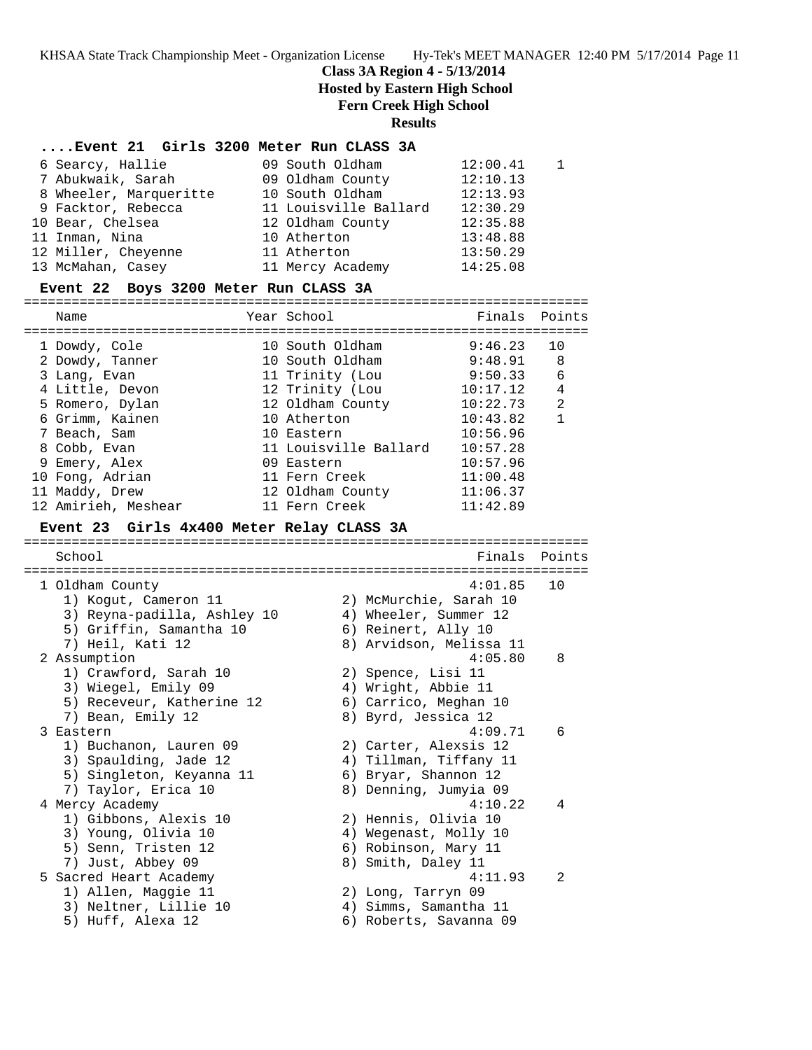## Class 3A Region 4 - 5/13/2014
## Hosted by Eastern High School
## Fern Creek High School
## Results

### ....Event 21 Girls 3200 Meter Run CLASS 3A

| Name | Year | School | Finals | Points |
|---|---|---|---|---|
| 6 Searcy, Hallie | 09 | South Oldham | 12:00.41 | 1 |
| 7 Abukwaik, Sarah | 09 | Oldham County | 12:10.13 | |
| 8 Wheeler, Marqueritte | 10 | South Oldham | 12:13.93 | |
| 9 Facktor, Rebecca | 11 | Louisville Ballard | 12:30.29 | |
| 10 Bear, Chelsea | 12 | Oldham County | 12:35.88 | |
| 11 Inman, Nina | 10 | Atherton | 13:48.88 | |
| 12 Miller, Cheyenne | 11 | Atherton | 13:50.29 | |
| 13 McMahan, Casey | 11 | Mercy Academy | 14:25.08 | |

### Event 22 Boys 3200 Meter Run CLASS 3A

| Name | Year | School | Finals | Points |
|---|---|---|---|---|
| 1 Dowdy, Cole | 10 | South Oldham | 9:46.23 | 10 |
| 2 Dowdy, Tanner | 10 | South Oldham | 9:48.91 | 8 |
| 3 Lang, Evan | 11 | Trinity (Lou | 9:50.33 | 6 |
| 4 Little, Devon | 12 | Trinity (Lou | 10:17.12 | 4 |
| 5 Romero, Dylan | 12 | Oldham County | 10:22.73 | 2 |
| 6 Grimm, Kainen | 10 | Atherton | 10:43.82 | 1 |
| 7 Beach, Sam | 10 | Eastern | 10:56.96 | |
| 8 Cobb, Evan | 11 | Louisville Ballard | 10:57.28 | |
| 9 Emery, Alex | 09 | Eastern | 10:57.96 | |
| 10 Fong, Adrian | 11 | Fern Creek | 11:00.48 | |
| 11 Maddy, Drew | 12 | Oldham County | 11:06.37 | |
| 12 Amirieh, Meshear | 11 | Fern Creek | 11:42.89 | |

### Event 23 Girls 4x400 Meter Relay CLASS 3A

| School | Finals | Points |
|---|---|---|
| 1 Oldham County | 4:01.85 | 10 |
| 1) Kogut, Cameron 11; 2) McMurchie, Sarah 10; 3) Reyna-padilla, Ashley 10; 4) Wheeler, Summer 12; 5) Griffin, Samantha 10; 6) Reinert, Ally 10; 7) Heil, Kati 12; 8) Arvidson, Melissa 11 | | |
| 2 Assumption | 4:05.80 | 8 |
| 1) Crawford, Sarah 10; 2) Spence, Lisi 11; 3) Wiegel, Emily 09; 4) Wright, Abbie 11; 5) Receveur, Katherine 12; 6) Carrico, Meghan 10; 7) Bean, Emily 12; 8) Byrd, Jessica 12 | | |
| 3 Eastern | 4:09.71 | 6 |
| 1) Buchanon, Lauren 09; 2) Carter, Alexsis 12; 3) Spaulding, Jade 12; 4) Tillman, Tiffany 11; 5) Singleton, Keyanna 11; 6) Bryar, Shannon 12; 7) Taylor, Erica 10; 8) Denning, Jumyia 09 | | |
| 4 Mercy Academy | 4:10.22 | 4 |
| 1) Gibbons, Alexis 10; 2) Hennis, Olivia 10; 3) Young, Olivia 10; 4) Wegenast, Molly 10; 5) Senn, Tristen 12; 6) Robinson, Mary 11; 7) Just, Abbey 09; 8) Smith, Daley 11 | | |
| 5 Sacred Heart Academy | 4:11.93 | 2 |
| 1) Allen, Maggie 11; 2) Long, Tarryn 09; 3) Neltner, Lillie 10; 4) Simms, Samantha 11; 5) Huff, Alexa 12; 6) Roberts, Savanna 09 | | |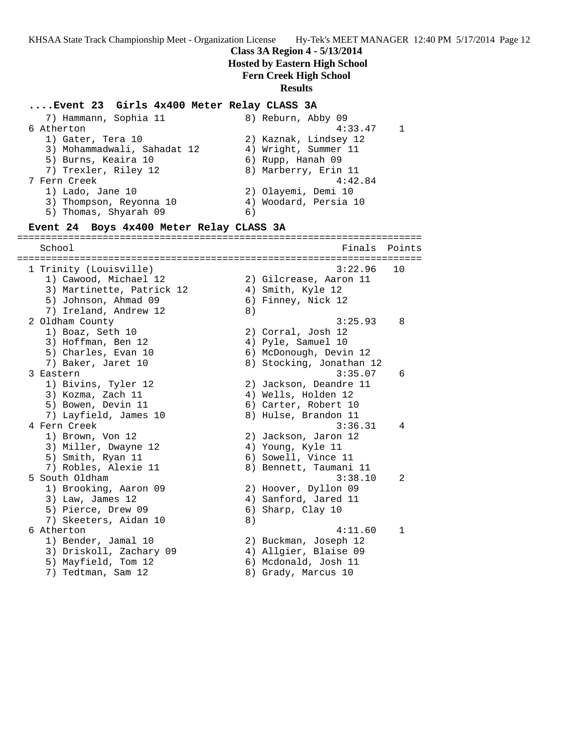KHSAA State Track Championship Meet - Organization License Hy-Tek's MEET MANAGER 12:40 PM 5/17/2014 Page 12

**Class 3A Region 4 - 5/13/2014**
**Hosted by Eastern High School**
**Fern Creek High School**
**Results**

### ....Event 23 Girls 4x400 Meter Relay CLASS 3A

```
   7) Hammann, Sophia 11              8) Reburn, Abby 09
 6 Atherton                                         4:33.47    1
   1) Gater, Tera 10                  2) Kaznak, Lindsey 12
   3) Mohammadwali, Sahadat 12        4) Wright, Summer 11
   5) Burns, Keaira 10                6) Rupp, Hanah 09
   7) Trexler, Riley 12               8) Marberry, Erin 11
 7 Fern Creek                                       4:42.84
   1) Lado, Jane 10                   2) Olayemi, Demi 10
   3) Thompson, Reyonna 10            4) Woodard, Persia 10
   5) Thomas, Shyarah 09              6)
```

### Event 24 Boys 4x400 Meter Relay CLASS 3A

```
===================================================================
    School                                           Finals  Points
===================================================================
  1 Trinity (Louisville)                            3:22.96   10
     1) Cawood, Michael 12              2) Gilcrease, Aaron 11
     3) Martinette, Patrick 12          4) Smith, Kyle 12
     5) Johnson, Ahmad 09               6) Finney, Nick 12
     7) Ireland, Andrew 12              8)
  2 Oldham County                                   3:25.93    8
     1) Boaz, Seth 10                   2) Corral, Josh 12
     3) Hoffman, Ben 12                 4) Pyle, Samuel 10
     5) Charles, Evan 10                6) McDonough, Devin 12
     7) Baker, Jaret 10                 8) Stocking, Jonathan 12
  3 Eastern                                         3:35.07    6
     1) Bivins, Tyler 12                2) Jackson, Deandre 11
     3) Kozma, Zach 11                  4) Wells, Holden 12
     5) Bowen, Devin 11                 6) Carter, Robert 10
     7) Layfield, James 10              8) Hulse, Brandon 11
  4 Fern Creek                                      3:36.31    4
     1) Brown, Von 12                   2) Jackson, Jaron 12
     3) Miller, Dwayne 12               4) Young, Kyle 11
     5) Smith, Ryan 11                  6) Sowell, Vince 11
     7) Robles, Alexie 11               8) Bennett, Taumani 11
  5 South Oldham                                    3:38.10    2
     1) Brooking, Aaron 09              2) Hoover, Dyllon 09
     3) Law, James 12                   4) Sanford, Jared 11
     5) Pierce, Drew 09                 6) Sharp, Clay 10
     7) Skeeters, Aidan 10              8)
  6 Atherton                                        4:11.60    1
     1) Bender, Jamal 10                2) Buckman, Joseph 12
     3) Driskoll, Zachary 09            4) Allgier, Blaise 09
     5) Mayfield, Tom 12                6) Mcdonald, Josh 11
     7) Tedtman, Sam 12                 8) Grady, Marcus 10
```